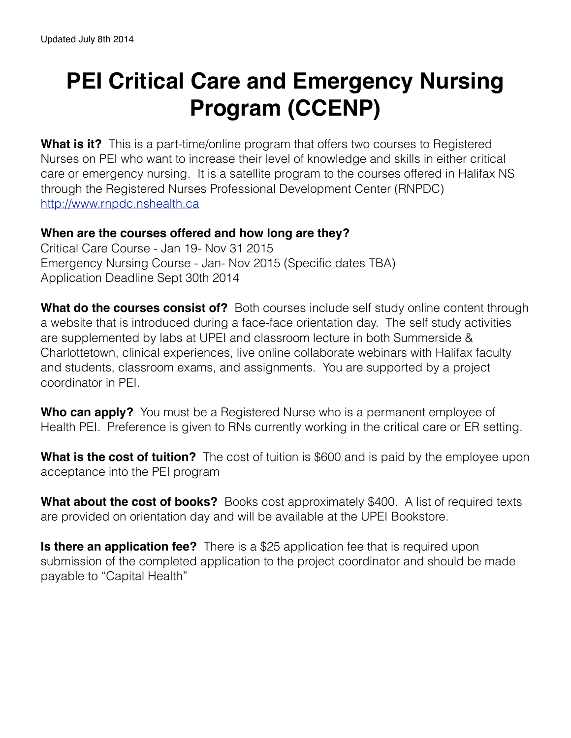Updated July 8th 2014

# PEI Critical Care and Emergency Nursing Program (CCENP)

**What is it?** This is a part-time/online program that offers two courses to Registered Nurses on PEI who want to increase their level of knowledge and skills in either critical care or emergency nursing. It is a satellite program to the courses offered in Halifax NS through the Registered Nurses Professional Development Center (RNPDC) http://www.rnpdc.nshealth.ca

**When are the courses offered and how long are they?**
Critical Care Course - Jan 19- Nov 31 2015
Emergency Nursing Course - Jan- Nov 2015 (Specific dates TBA)
Application Deadline Sept 30th 2014

**What do the courses consist of?** Both courses include self study online content through a website that is introduced during a face-face orientation day. The self study activities are supplemented by labs at UPEI and classroom lecture in both Summerside & Charlottetown, clinical experiences, live online collaborate webinars with Halifax faculty and students, classroom exams, and assignments. You are supported by a project coordinator in PEI.

**Who can apply?** You must be a Registered Nurse who is a permanent employee of Health PEI. Preference is given to RNs currently working in the critical care or ER setting.

**What is the cost of tuition?** The cost of tuition is $600 and is paid by the employee upon acceptance into the PEI program

**What about the cost of books?** Books cost approximately $400. A list of required texts are provided on orientation day and will be available at the UPEI Bookstore.

**Is there an application fee?** There is a $25 application fee that is required upon submission of the completed application to the project coordinator and should be made payable to "Capital Health"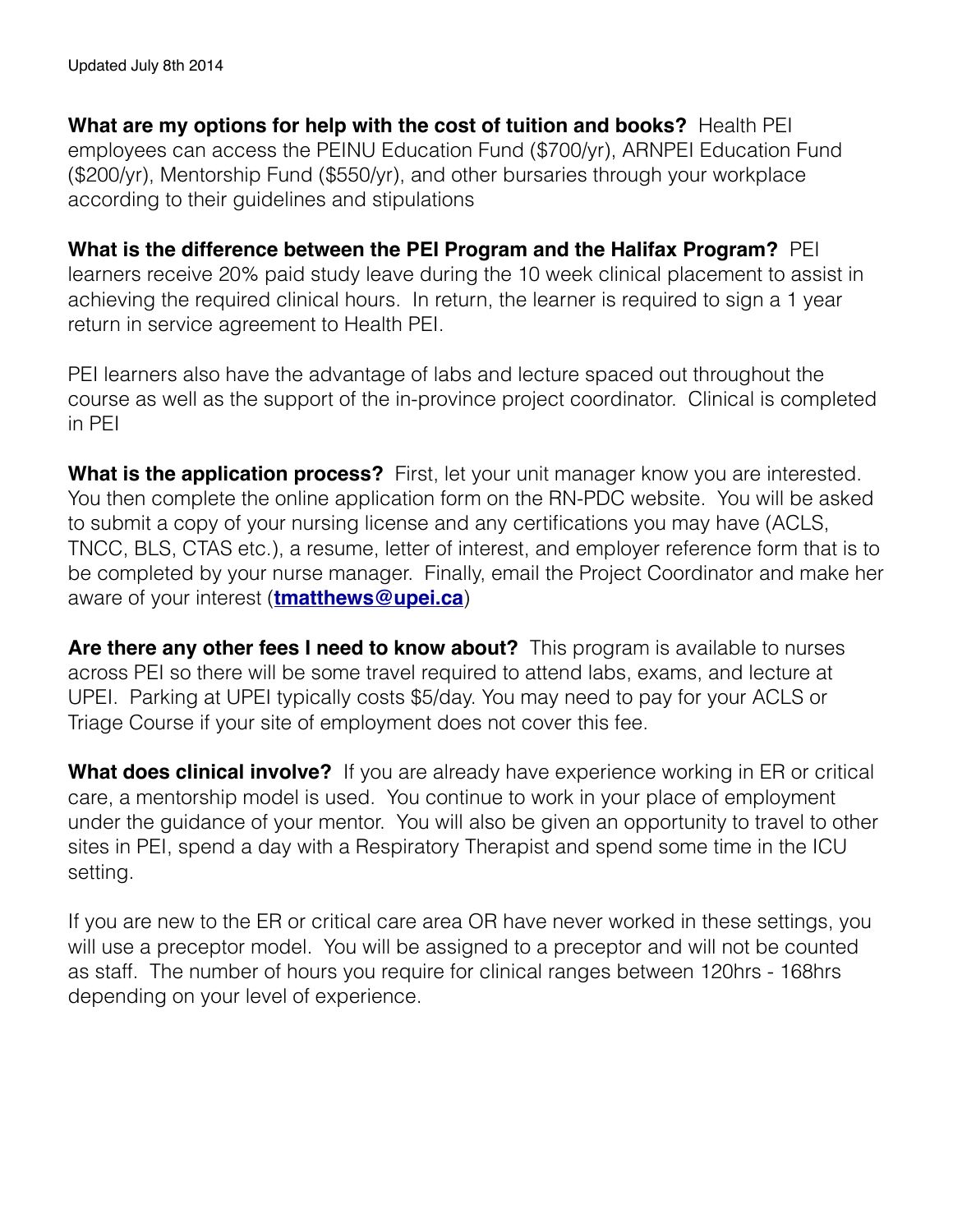Updated July 8th 2014

**What are my options for help with the cost of tuition and books?** Health PEI employees can access the PEINU Education Fund ($700/yr), ARNPEI Education Fund ($200/yr), Mentorship Fund ($550/yr), and other bursaries through your workplace according to their guidelines and stipulations

**What is the difference between the PEI Program and the Halifax Program?** PEI learners receive 20% paid study leave during the 10 week clinical placement to assist in achieving the required clinical hours. In return, the learner is required to sign a 1 year return in service agreement to Health PEI.

PEI learners also have the advantage of labs and lecture spaced out throughout the course as well as the support of the in-province project coordinator. Clinical is completed in PEI

**What is the application process?** First, let your unit manager know you are interested. You then complete the online application form on the RN-PDC website. You will be asked to submit a copy of your nursing license and any certifications you may have (ACLS, TNCC, BLS, CTAS etc.), a resume, letter of interest, and employer reference form that is to be completed by your nurse manager. Finally, email the Project Coordinator and make her aware of your interest (**tmatthews@upei.ca**)

**Are there any other fees I need to know about?** This program is available to nurses across PEI so there will be some travel required to attend labs, exams, and lecture at UPEI. Parking at UPEI typically costs $5/day. You may need to pay for your ACLS or Triage Course if your site of employment does not cover this fee.

**What does clinical involve?** If you are already have experience working in ER or critical care, a mentorship model is used. You continue to work in your place of employment under the guidance of your mentor. You will also be given an opportunity to travel to other sites in PEI, spend a day with a Respiratory Therapist and spend some time in the ICU setting.

If you are new to the ER or critical care area OR have never worked in these settings, you will use a preceptor model. You will be assigned to a preceptor and will not be counted as staff. The number of hours you require for clinical ranges between 120hrs - 168hrs depending on your level of experience.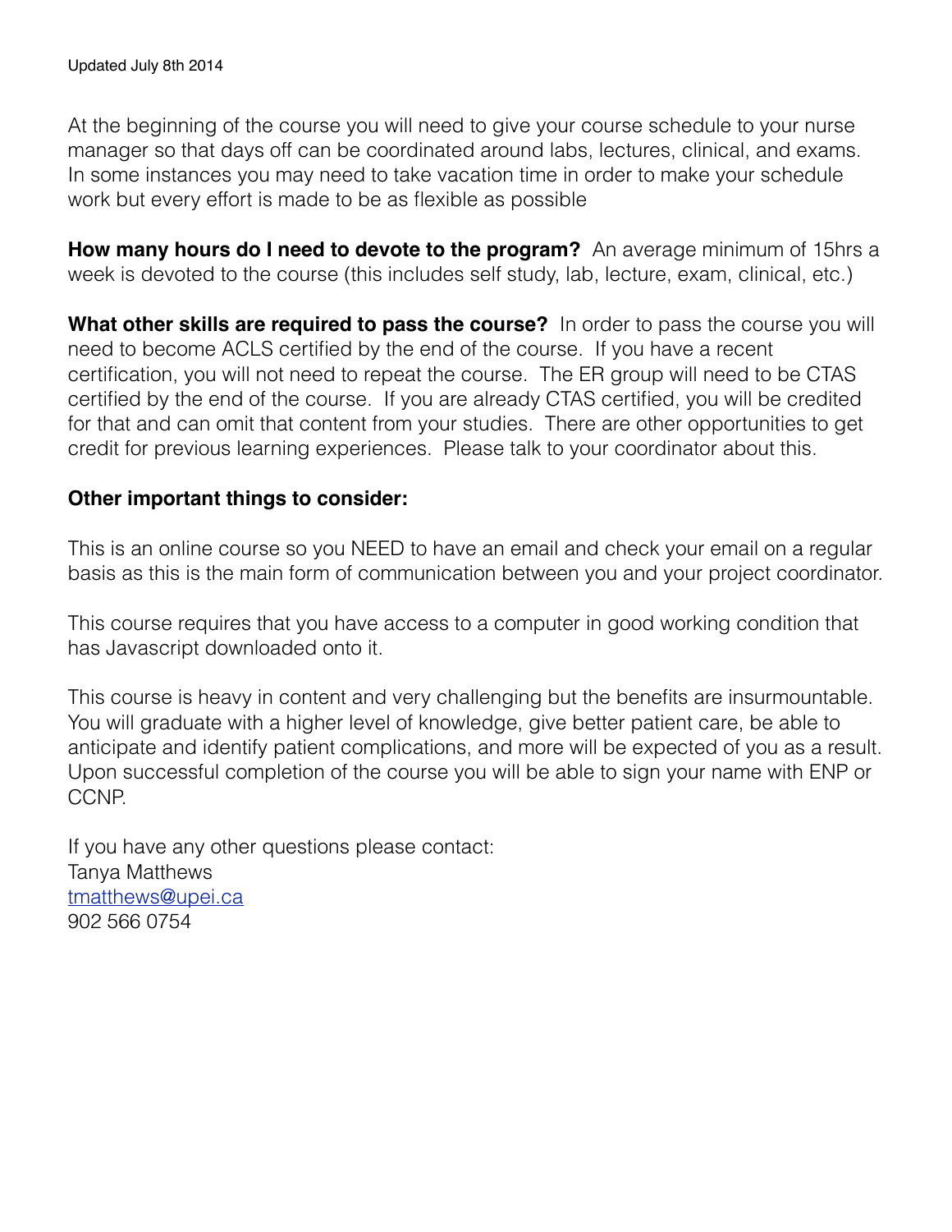Updated July 8th 2014

At the beginning of the course you will need to give your course schedule to your nurse manager so that days off can be coordinated around labs, lectures, clinical, and exams. In some instances you may need to take vacation time in order to make your schedule work but every effort is made to be as flexible as possible

**How many hours do I need to devote to the program?** An average minimum of 15hrs a week is devoted to the course (this includes self study, lab, lecture, exam, clinical, etc.)

**What other skills are required to pass the course?** In order to pass the course you will need to become ACLS certified by the end of the course. If you have a recent certification, you will not need to repeat the course. The ER group will need to be CTAS certified by the end of the course. If you are already CTAS certified, you will be credited for that and can omit that content from your studies. There are other opportunities to get credit for previous learning experiences. Please talk to your coordinator about this.

**Other important things to consider:**

This is an online course so you NEED to have an email and check your email on a regular basis as this is the main form of communication between you and your project coordinator.

This course requires that you have access to a computer in good working condition that has Javascript downloaded onto it.

This course is heavy in content and very challenging but the benefits are insurmountable. You will graduate with a higher level of knowledge, give better patient care, be able to anticipate and identify patient complications, and more will be expected of you as a result. Upon successful completion of the course you will be able to sign your name with ENP or CCNP.

If you have any other questions please contact:
Tanya Matthews
tmatthews@upei.ca
902 566 0754